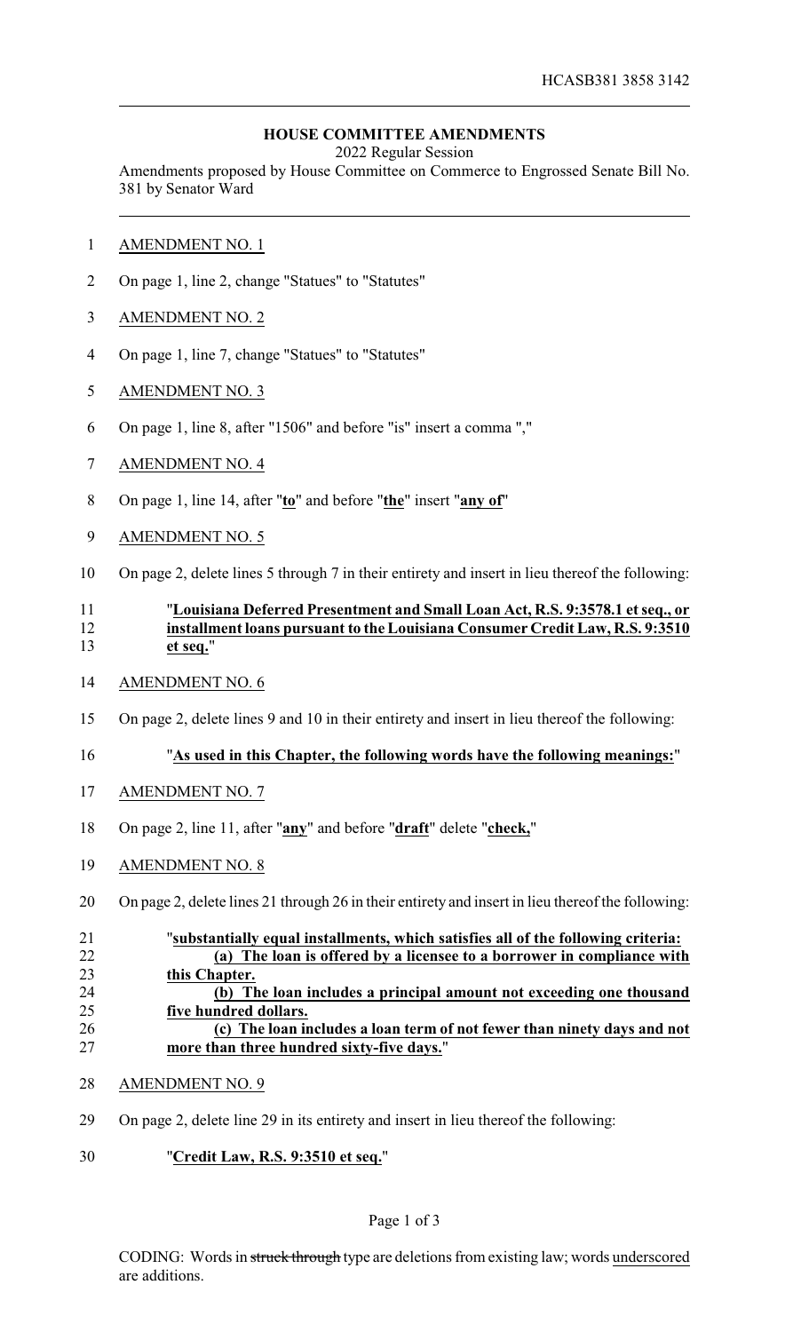HCASB381 3858 3142

# HOUSE COMMITTEE AMENDMENTS

2022 Regular Session

Amendments proposed by House Committee on Commerce to Engrossed Senate Bill No. 381 by Senator Ward

AMENDMENT NO. 1

On page 1, line 2, change "Statues" to "Statutes"

AMENDMENT NO. 2

On page 1, line 7, change "Statues" to "Statutes"

AMENDMENT NO. 3

On page 1, line 8, after "1506" and before "is" insert a comma ","

AMENDMENT NO. 4

On page 1, line 14, after "**to**" and before "**the**" insert "**any of**"

AMENDMENT NO. 5

On page 2, delete lines 5 through 7 in their entirety and insert in lieu thereof the following:

"**Louisiana Deferred Presentment and Small Loan Act, R.S. 9:3578.1 et seq., or installment loans pursuant to the Louisiana Consumer Credit Law, R.S. 9:3510 et seq.**"

AMENDMENT NO. 6

On page 2, delete lines 9 and 10 in their entirety and insert in lieu thereof the following:

"**As used in this Chapter, the following words have the following meanings:**"

AMENDMENT NO. 7

On page 2, line 11, after "**any**" and before "**draft**" delete "**check,**"

AMENDMENT NO. 8

On page 2, delete lines 21 through 26 in their entirety and insert in lieu thereof the following:

"**substantially equal installments, which satisfies all of the following criteria:**

**(a) The loan is offered by a licensee to a borrower in compliance with this Chapter.**

**(b) The loan includes a principal amount not exceeding one thousand five hundred dollars.**

**(c) The loan includes a loan term of not fewer than ninety days and not more than three hundred sixty-five days.**"

AMENDMENT NO. 9

On page 2, delete line 29 in its entirety and insert in lieu thereof the following:

"**Credit Law, R.S. 9:3510 et seq.**"

CODING: Words in ~~struck through~~ type are deletions from existing law; words underscored are additions.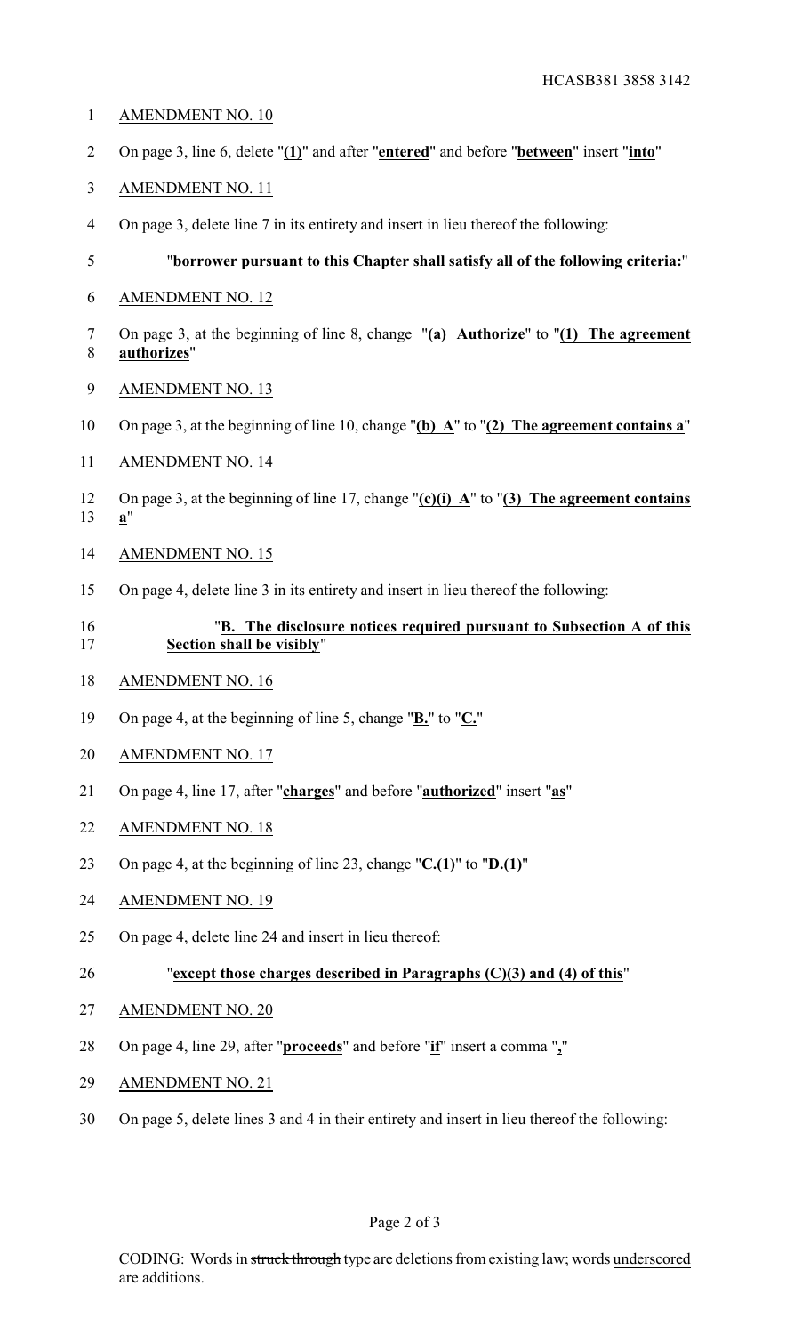AMENDMENT NO. 10

On page 3, line 6, delete "**(1)**" and after "**entered**" and before "**between**" insert "**into**"

AMENDMENT NO. 11

On page 3, delete line 7 in its entirety and insert in lieu thereof the following:

"**borrower pursuant to this Chapter shall satisfy all of the following criteria:**"

AMENDMENT NO. 12

On page 3, at the beginning of line 8, change "**(a) Authorize**" to "**(1) The agreement authorizes**"

AMENDMENT NO. 13

On page 3, at the beginning of line 10, change "**(b) A**" to "**(2) The agreement contains a**"

AMENDMENT NO. 14

On page 3, at the beginning of line 17, change "**(c)(i) A**" to "**(3) The agreement contains a**"

AMENDMENT NO. 15

On page 4, delete line 3 in its entirety and insert in lieu thereof the following:

"**B. The disclosure notices required pursuant to Subsection A of this Section shall be visibly**"

AMENDMENT NO. 16

On page 4, at the beginning of line 5, change "**B.**" to "**C.**"

AMENDMENT NO. 17

On page 4, line 17, after "**charges**" and before "**authorized**" insert "**as**"

AMENDMENT NO. 18

On page 4, at the beginning of line 23, change "**C.(1)**" to "**D.(1)**"

AMENDMENT NO. 19

On page 4, delete line 24 and insert in lieu thereof:

"**except those charges described in Paragraphs (C)(3) and (4) of this**"

AMENDMENT NO. 20

On page 4, line 29, after "**proceeds**" and before "**if**" insert a comma "**,**"

AMENDMENT NO. 21

On page 5, delete lines 3 and 4 in their entirety and insert in lieu thereof the following: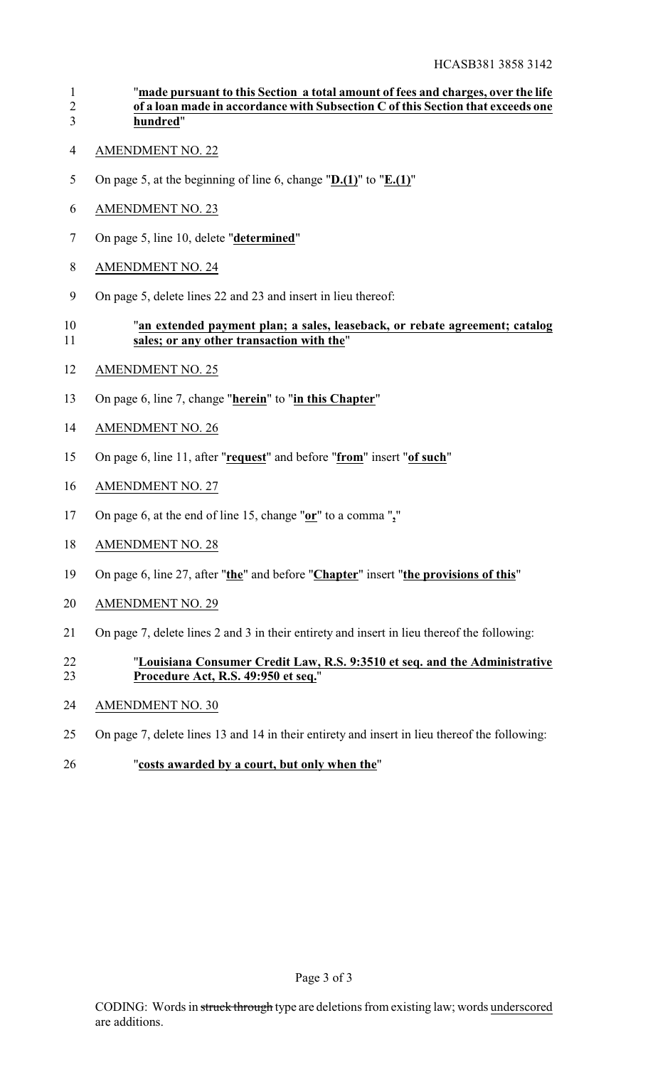"**made pursuant to this Section a total amount of fees and charges, over the life of a loan made in accordance with Subsection C of this Section that exceeds one hundred**"

AMENDMENT NO. 22

On page 5, at the beginning of line 6, change "**D.(1)**" to "**E.(1)**"

AMENDMENT NO. 23

On page 5, line 10, delete "**determined**"

AMENDMENT NO. 24

On page 5, delete lines 22 and 23 and insert in lieu thereof:

"**an extended payment plan; a sales, leaseback, or rebate agreement; catalog sales; or any other transaction with the**"

AMENDMENT NO. 25

On page 6, line 7, change "**herein**" to "**in this Chapter**"

AMENDMENT NO. 26

On page 6, line 11, after "**request**" and before "**from**" insert "**of such**"

AMENDMENT NO. 27

On page 6, at the end of line 15, change "**or**" to a comma "**,**"

AMENDMENT NO. 28

On page 6, line 27, after "**the**" and before "**Chapter**" insert "**the provisions of this**"

AMENDMENT NO. 29

On page 7, delete lines 2 and 3 in their entirety and insert in lieu thereof the following:

"**Louisiana Consumer Credit Law, R.S. 9:3510 et seq. and the Administrative Procedure Act, R.S. 49:950 et seq.**"

AMENDMENT NO. 30

On page 7, delete lines 13 and 14 in their entirety and insert in lieu thereof the following:

"**costs awarded by a court, but only when the**"